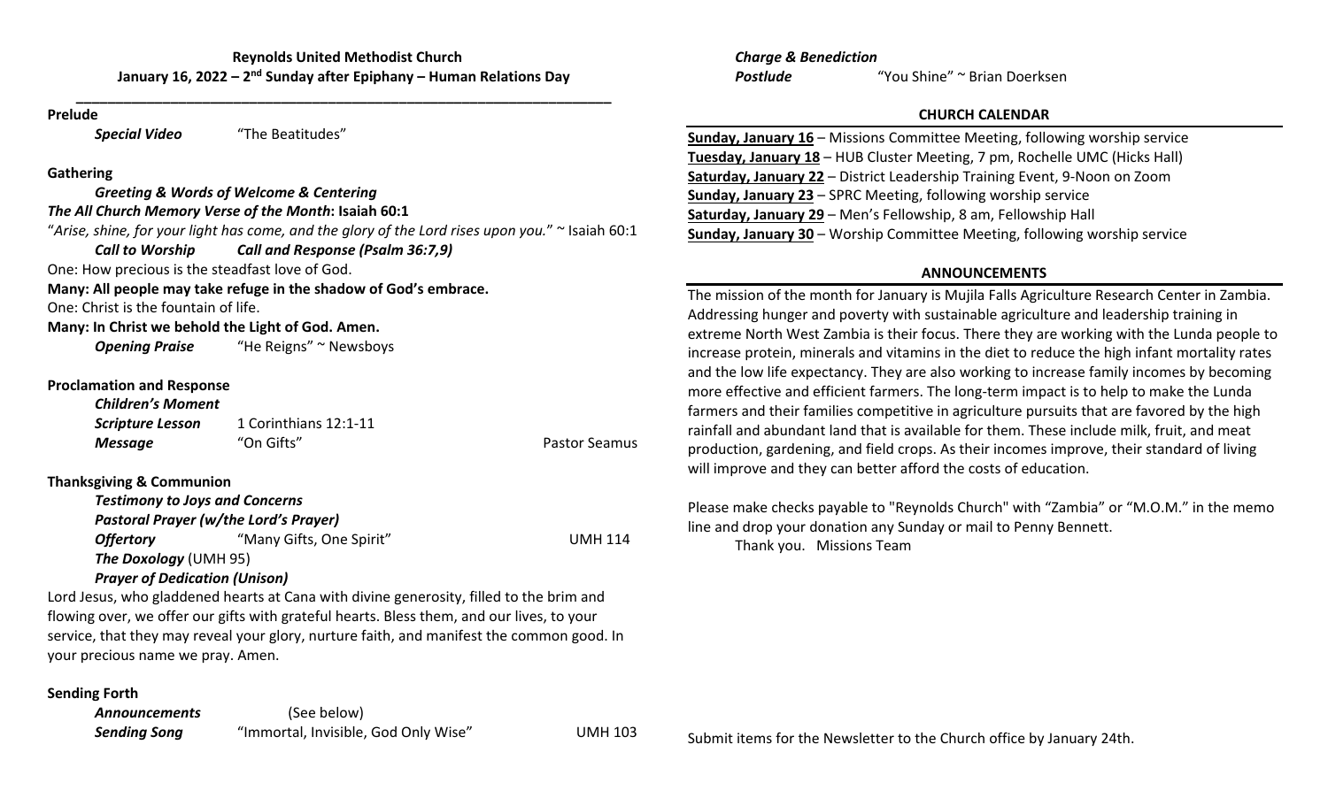**Reynolds United Methodist Church**
**January 16, 2022 – 2nd Sunday after Epiphany – Human Relations Day**

---

**Prelude**

***Special Video*** "The Beatitudes"

**Gathering**

***Greeting & Words of Welcome & Centering***

***The All Church Memory Verse of the Month*: Isaiah 60:1**

"*Arise, shine, for your light has come, and the glory of the Lord rises upon you.*" ~ Isaiah 60:1

***Call to Worship*** ***Call and Response (Psalm 36:7,9)***

One: How precious is the steadfast love of God.

**Many: All people may take refuge in the shadow of God's embrace.**

One: Christ is the fountain of life.

**Many: In Christ we behold the Light of God. Amen.**

***Opening Praise*** "He Reigns" ~ Newsboys

**Proclamation and Response**

***Children's Moment***

***Scripture Lesson*** 1 Corinthians 12:1-11

***Message*** "On Gifts" Pastor Seamus

**Thanksgiving & Communion**

***Testimony to Joys and Concerns***

***Pastoral Prayer (w/the Lord's Prayer)***

***Offertory*** "Many Gifts, One Spirit" UMH 114

***The Doxology*** (UMH 95)

***Prayer of Dedication (Unison)***

Lord Jesus, who gladdened hearts at Cana with divine generosity, filled to the brim and flowing over, we offer our gifts with grateful hearts. Bless them, and our lives, to your service, that they may reveal your glory, nurture faith, and manifest the common good. In your precious name we pray. Amen.

**Sending Forth**

***Announcements*** (See below)

***Sending Song*** "Immortal, Invisible, God Only Wise" UMH 103

***Charge & Benediction***

***Postlude*** "You Shine" ~ Brian Doerksen

## CHURCH CALENDAR

**Sunday, January 16** – Missions Committee Meeting, following worship service
**Tuesday, January 18** – HUB Cluster Meeting, 7 pm, Rochelle UMC (Hicks Hall)
**Saturday, January 22** – District Leadership Training Event, 9-Noon on Zoom
**Sunday, January 23** – SPRC Meeting, following worship service
**Saturday, January 29** – Men's Fellowship, 8 am, Fellowship Hall
**Sunday, January 30** – Worship Committee Meeting, following worship service

## ANNOUNCEMENTS

The mission of the month for January is Mujila Falls Agriculture Research Center in Zambia. Addressing hunger and poverty with sustainable agriculture and leadership training in extreme North West Zambia is their focus. There they are working with the Lunda people to increase protein, minerals and vitamins in the diet to reduce the high infant mortality rates and the low life expectancy. They are also working to increase family incomes by becoming more effective and efficient farmers. The long-term impact is to help to make the Lunda farmers and their families competitive in agriculture pursuits that are favored by the high rainfall and abundant land that is available for them. These include milk, fruit, and meat production, gardening, and field crops. As their incomes improve, their standard of living will improve and they can better afford the costs of education.

Please make checks payable to "Reynolds Church" with "Zambia" or "M.O.M." in the memo line and drop your donation any Sunday or mail to Penny Bennett.

Thank you. Missions Team

Submit items for the Newsletter to the Church office by January 24th.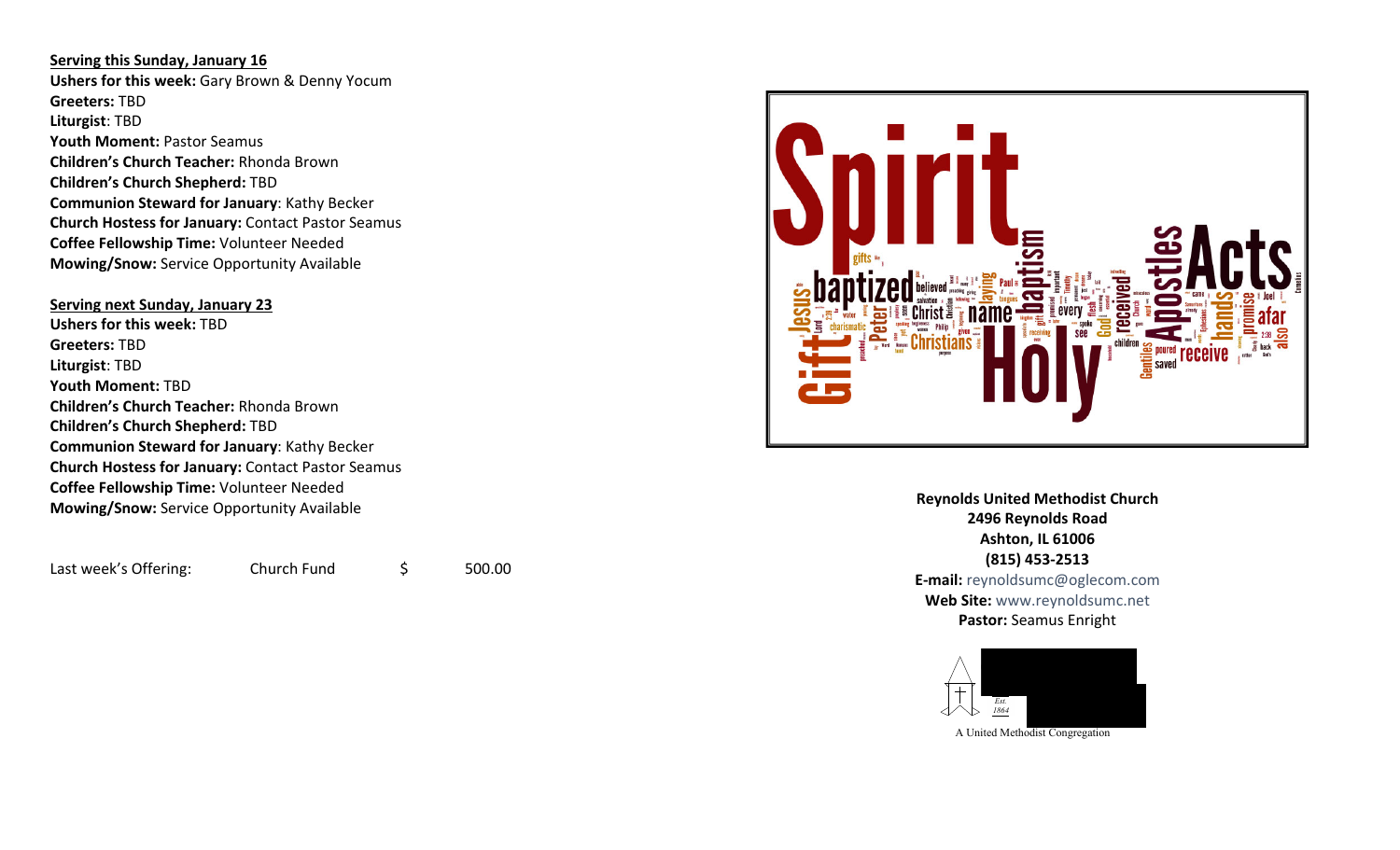**Serving this Sunday, January 16**

**Ushers for this week:** Gary Brown & Denny Yocum
**Greeters:** TBD
**Liturgist**: TBD
**Youth Moment:** Pastor Seamus
**Children's Church Teacher:** Rhonda Brown
**Children's Church Shepherd:** TBD
**Communion Steward for January**: Kathy Becker
**Church Hostess for January:** Contact Pastor Seamus
**Coffee Fellowship Time:** Volunteer Needed
**Mowing/Snow:** Service Opportunity Available

**Serving next Sunday, January 23**

**Ushers for this week:** TBD
**Greeters:** TBD
**Liturgist**: TBD
**Youth Moment:** TBD
**Children's Church Teacher:** Rhonda Brown
**Children's Church Shepherd:** TBD
**Communion Steward for January**: Kathy Becker
**Church Hostess for January:** Contact Pastor Seamus
**Coffee Fellowship Time:** Volunteer Needed
**Mowing/Snow:** Service Opportunity Available

| | | | |
|---|---|---|---|
| Last week's Offering: | Church Fund | $ | 500.00 |

Spirit Holy Acts Apostles baptized baptism Gift Jesus Peter Christ name Christians received receive hands promise afar

**Reynolds United Methodist Church**
**2496 Reynolds Road**
**Ashton, IL 61006**
**(815) 453-2513**
**E-mail:** reynoldsumc@oglecom.com
**Web Site:** www.reynoldsumc.net
**Pastor:** Seamus Enright

*Est. 1864*

A United Methodist Congregation